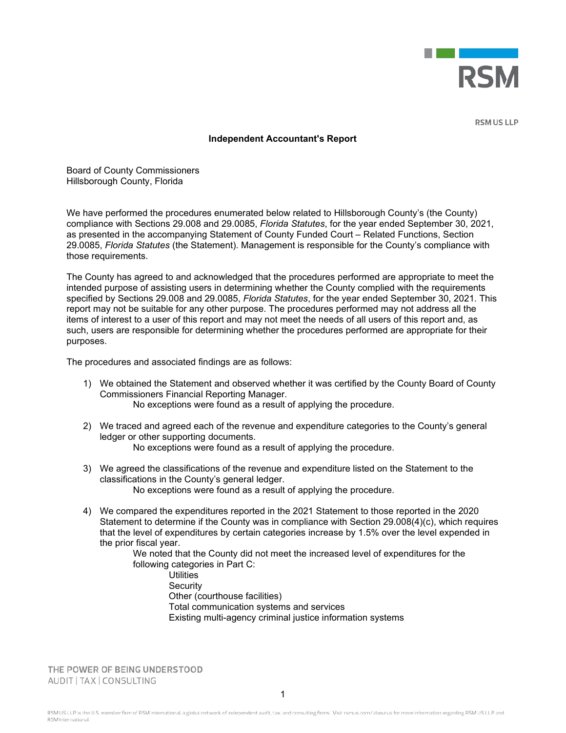RSM US LLP

## Independent Accountant's Report

Board of County Commissioners
Hillsborough County, Florida

We have performed the procedures enumerated below related to Hillsborough County's (the County) compliance with Sections 29.008 and 29.0085, *Florida Statutes*, for the year ended September 30, 2021, as presented in the accompanying Statement of County Funded Court – Related Functions, Section 29.0085, *Florida Statutes* (the Statement). Management is responsible for the County's compliance with those requirements.

The County has agreed to and acknowledged that the procedures performed are appropriate to meet the intended purpose of assisting users in determining whether the County complied with the requirements specified by Sections 29.008 and 29.0085, *Florida Statutes*, for the year ended September 30, 2021. This report may not be suitable for any other purpose. The procedures performed may not address all the items of interest to a user of this report and may not meet the needs of all users of this report and, as such, users are responsible for determining whether the procedures performed are appropriate for their purposes.

The procedures and associated findings are as follows:

1) We obtained the Statement and observed whether it was certified by the County Board of County Commissioners Financial Reporting Manager.
   No exceptions were found as a result of applying the procedure.

2) We traced and agreed each of the revenue and expenditure categories to the County's general ledger or other supporting documents.
   No exceptions were found as a result of applying the procedure.

3) We agreed the classifications of the revenue and expenditure listed on the Statement to the classifications in the County's general ledger.
   No exceptions were found as a result of applying the procedure.

4) We compared the expenditures reported in the 2021 Statement to those reported in the 2020 Statement to determine if the County was in compliance with Section 29.008(4)(c), which requires that the level of expenditures by certain categories increase by 1.5% over the level expended in the prior fiscal year.
   We noted that the County did not meet the increased level of expenditures for the following categories in Part C:
   - Utilities
   - Security
   - Other (courthouse facilities)
   - Total communication systems and services
   - Existing multi-agency criminal justice information systems

THE POWER OF BEING UNDERSTOOD
AUDIT | TAX | CONSULTING

RSM US LLP is the U.S. member firm of RSM International, a global network of independent audit, tax, and consulting firms. Visit rsmus.com/aboutus for more information regarding RSM US LLP and RSM International.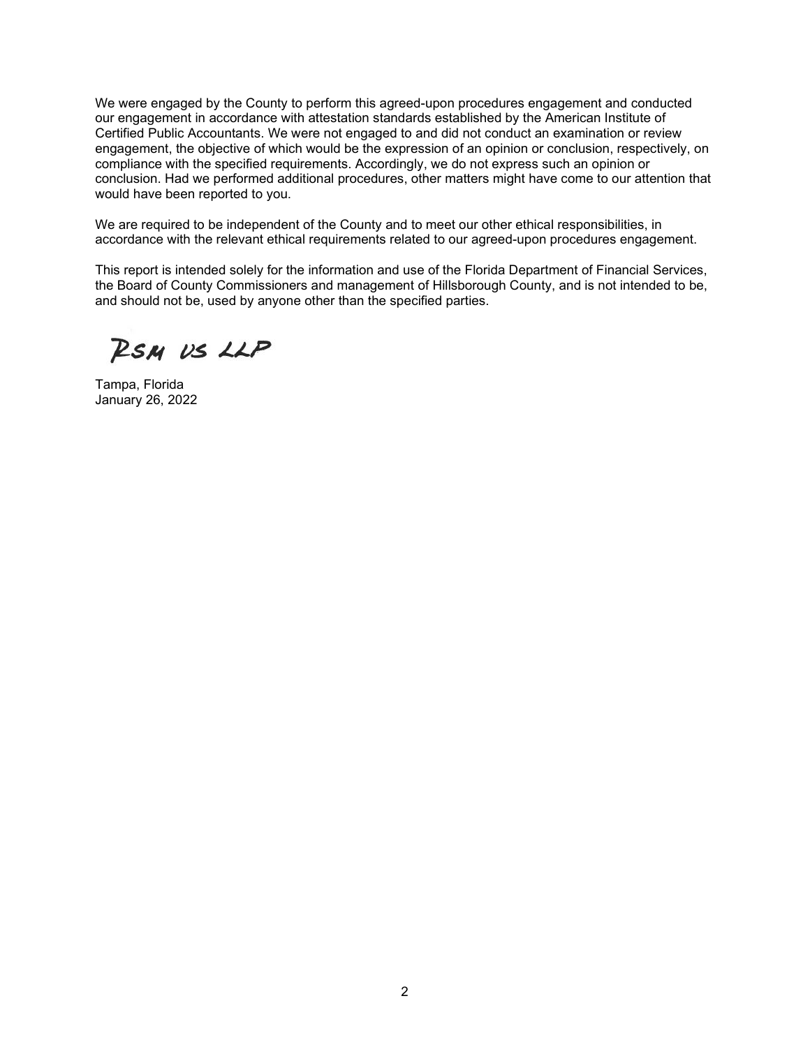We were engaged by the County to perform this agreed-upon procedures engagement and conducted our engagement in accordance with attestation standards established by the American Institute of Certified Public Accountants. We were not engaged to and did not conduct an examination or review engagement, the objective of which would be the expression of an opinion or conclusion, respectively, on compliance with the specified requirements. Accordingly, we do not express such an opinion or conclusion. Had we performed additional procedures, other matters might have come to our attention that would have been reported to you.

We are required to be independent of the County and to meet our other ethical responsibilities, in accordance with the relevant ethical requirements related to our agreed-upon procedures engagement.

This report is intended solely for the information and use of the Florida Department of Financial Services, the Board of County Commissioners and management of Hillsborough County, and is not intended to be, and should not be, used by anyone other than the specified parties.

RSM US LLP

Tampa, Florida
January 26, 2022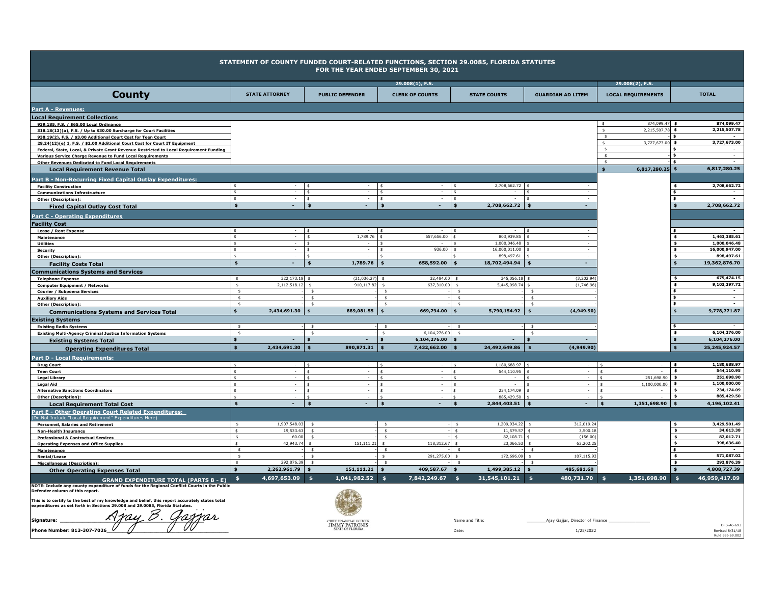**STATEMENT OF COUNTY FUNDED COURT-RELATED FUNCTIONS, SECTION 29.0085, FLORIDA STATUTES**
**FOR THE YEAR ENDED SEPTEMBER 30, 2021**

| County | 29.008(1), F.S. | | | | | 29.008(2), F.S. | |
|---|---|---|---|---|---|---|---|
| | STATE ATTORNEY | PUBLIC DEFENDER | CLERK OF COURTS | STATE COURTS | GUARDIAN AD LITEM | LOCAL REQUIREMENTS | TOTAL |
| **Part A - Revenues:** | | | | | | | |
| **Local Requirement Collections** | | | | | | | |
| 939.185, F.S. / $65.00 Local Ordinance | | | | | | $ 874,099.47 | $ 874,099.47 |
| 318.18(13)(a), F.S. / Up to $30.00 Surcharge for Court Facilities | | | | | | $ 2,215,507.78 | $ 2,215,507.78 |
| 938.19(2), F.S. / $3.00 Additional Court Cost for Teen Court | | | | | | $ - | $ - |
| 28.24(12)(e) 1, F.S. / $2.00 Additional Court Cost for Court IT Equipment | | | | | | $ 3,727,673.00 | $ 3,727,673.00 |
| Federal, State, Local, & Private Grant Revenue Restricted to Local Requirement Funding | | | | | | $ - | $ - |
| Various Service Charge Revenue to Fund Local Requirements | | | | | | $ - | $ - |
| Other Revenues Dedicated to Fund Local Requirements | | | | | | $ - | $ - |
| **Local Requirement Revenue Total** | | | | | | **$ 6,817,280.25** | **$ 6,817,280.25** |
| **Part B - Non-Recurring Fixed Capital Outlay Expenditures:** | | | | | | | |
| Facility Construction | $ - | $ - | $ - | $ 2,708,662.72 | $ - | | $ 2,708,662.72 |
| Communications Infrastructure | $ - | $ - | $ - | $ - | $ - | | $ - |
| Other (Description): | $ - | $ - | $ - | $ - | $ - | | $ - |
| **Fixed Capital Outlay Cost Total** | **$ -** | **$ -** | **$ -** | **$ 2,708,662.72** | **$ -** | | **$ 2,708,662.72** |
| **Part C - Operating Expenditures** | | | | | | | |
| **Facility Cost** | | | | | | | |
| Lease / Rent Expense | $ - | $ - | $ - | $ - | $ - | | $ - |
| Maintenance | $ - | $ 1,789.76 | $ 657,656.00 | $ 803,939.85 | $ - | | $ 1,463,385.61 |
| Utilities | $ - | $ - | $ - | $ 1,000,046.48 | $ - | | $ 1,000,046.48 |
| Security | $ - | $ - | $ 936.00 | $ 16,000,011.00 | $ - | | $ 16,000,947.00 |
| Other (Description): | $ - | $ - | $ - | $ 898,497.61 | $ - | | $ 898,497.61 |
| **Facility Costs Total** | **$ -** | **$ 1,789.76** | **$ 658,592.00** | **$ 18,702,494.94** | **$ -** | | **$ 19,362,876.70** |
| **Communications Systems and Services** | | | | | | | |
| Telephone Expense | $ 322,173.18 | $ (21,036.27) | $ 32,484.00 | $ 345,056.18 | $ (3,202.94) | | $ 675,474.15 |
| Computer Equipment / Networks | $ 2,112,518.12 | $ 910,117.82 | $ 637,310.00 | $ 5,445,098.74 | $ (1,746.96) | | $ 9,103,297.72 |
| Courier / Subpoena Services | $ - | $ - | $ - | $ - | $ - | | $ - |
| Auxiliary Aids | $ - | $ - | $ - | $ - | $ - | | $ - |
| Other (Description): | $ - | $ - | $ - | $ - | $ - | | $ - |
| **Communications Systems and Services Total** | **$ 2,434,691.30** | **$ 889,081.55** | **$ 669,794.00** | **$ 5,790,154.92** | **$ (4,949.90)** | | **$ 9,778,771.87** |
| **Existing Systems** | | | | | | | |
| Existing Radio Systems | $ - | $ - | $ - | $ - | $ - | | $ - |
| Existing Multi-Agency Criminal Justice Information Systems | $ - | $ - | $ 6,104,276.00 | $ - | $ - | | $ 6,104,276.00 |
| **Existing Systems Total** | **$ -** | **$ -** | **$ 6,104,276.00** | **$ -** | **$ -** | | **$ 6,104,276.00** |
| **Operating Expenditures Total** | **$ 2,434,691.30** | **$ 890,871.31** | **$ 7,432,662.00** | **$ 24,492,649.86** | **$ (4,949.90)** | | **$ 35,245,924.57** |
| **Part D - Local Requirements:** | | | | | | | |
| Drug Court | $ - | $ - | $ - | $ 1,180,688.97 | $ - | $ - | $ 1,180,688.97 |
| Teen Court | $ - | $ - | $ - | $ 544,110.95 | $ - | $ - | $ 544,110.95 |
| Legal Library | $ - | $ - | $ - | $ - | $ - | $ 251,698.90 | $ 251,698.90 |
| Legal Aid | $ - | $ - | $ - | $ - | $ - | $ 1,100,000.00 | $ 1,100,000.00 |
| Alternative Sanctions Coordinators | $ - | $ - | $ - | $ 234,174.09 | $ - | $ - | $ 234,174.09 |
| Other (Description): | $ - | $ - | $ - | $ 885,429.50 | $ - | $ - | $ 885,429.50 |
| **Local Requirement Total Cost** | **$ -** | **$ -** | **$ -** | **$ 2,844,403.51** | **$ -** | **$ 1,351,698.90** | **$ 4,196,102.41** |
| **Part E - Other Operating Court Related Expenditures:** (Do Not Include "Local Requirement" Expenditures Here) | | | | | | | |
| Personnel, Salaries and Retirement | $ 1,907,548.03 | $ - | $ - | $ 1,209,934.22 | $ 312,019.24 | | $ 3,429,501.49 |
| Non-Health Insurance | $ 19,533.63 | $ - | $ - | $ 11,579.57 | $ 3,500.18 | | $ 34,613.38 |
| Professional & Contractual Services | $ 60.00 | $ - | $ - | $ 82,108.71 | $ (156.00) | | $ 82,012.71 |
| Operating Expenses and Office Supplies | $ 42,943.74 | $ 151,111.21 | $ 118,312.67 | $ 23,066.53 | $ 63,202.25 | | $ 398,636.40 |
| Maintenance | $ - | $ - | $ - | $ - | $ - | | $ - |
| Rental/Lease | $ - | $ - | $ 291,275.00 | $ 172,696.09 | $ 107,115.93 | | $ 571,087.02 |
| Miscellaneous (Description): | $ 292,876.39 | $ - | $ - | $ - | $ - | | $ 292,876.39 |
| **Other Operating Expenses Total** | **$ 2,262,961.79** | **$ 151,111.21** | **$ 409,587.67** | **$ 1,499,385.12** | **$ 485,681.60** | | **$ 4,808,727.39** |
| **GRAND EXPENDITURE TOTAL (PARTS B - E)** | **$ 4,697,653.09** | **$ 1,041,982.52** | **$ 7,842,249.67** | **$ 31,545,101.21** | **$ 480,731.70** | **$ 1,351,698.90** | **$ 46,959,417.09** |

**NOTE: Include any county expenditure of funds for the Regional Conflict Courts in the Public Defender column of this report.**

**This is to certify to the best of my knowledge and belief, this report accurately states total expenditures as set forth in Sections 29.008 and 29.0085, Florida Statutes.**

**Signature:** Ajay B. Gajjar

**Phone Number: 813-307-7026**

CHIEF FINANCIAL OFFICER
JIMMY PATRONIS
STATE OF FLORIDA

Name and Title: Ajay Gajjar, Director of Finance

Date: 1/25/2022

DFS-A6-693
Revised 8/31/18
Rule 69I-69.002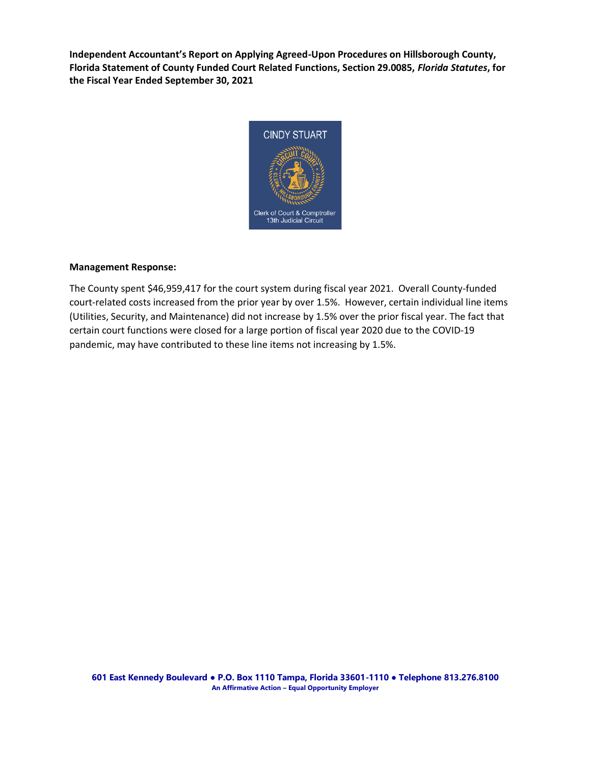**Independent Accountant's Report on Applying Agreed-Upon Procedures on Hillsborough County, Florida Statement of County Funded Court Related Functions, Section 29.0085, *Florida Statutes*, for the Fiscal Year Ended September 30, 2021**

CINDY STUART

Clerk of Court & Comptroller
13th Judicial Circuit

**Management Response:**

The County spent $46,959,417 for the court system during fiscal year 2021. Overall County-funded court-related costs increased from the prior year by over 1.5%. However, certain individual line items (Utilities, Security, and Maintenance) did not increase by 1.5% over the prior fiscal year. The fact that certain court functions were closed for a large portion of fiscal year 2020 due to the COVID-19 pandemic, may have contributed to these line items not increasing by 1.5%.

**601 East Kennedy Boulevard • P.O. Box 1110 Tampa, Florida 33601-1110 • Telephone 813.276.8100**
**An Affirmative Action – Equal Opportunity Employer**